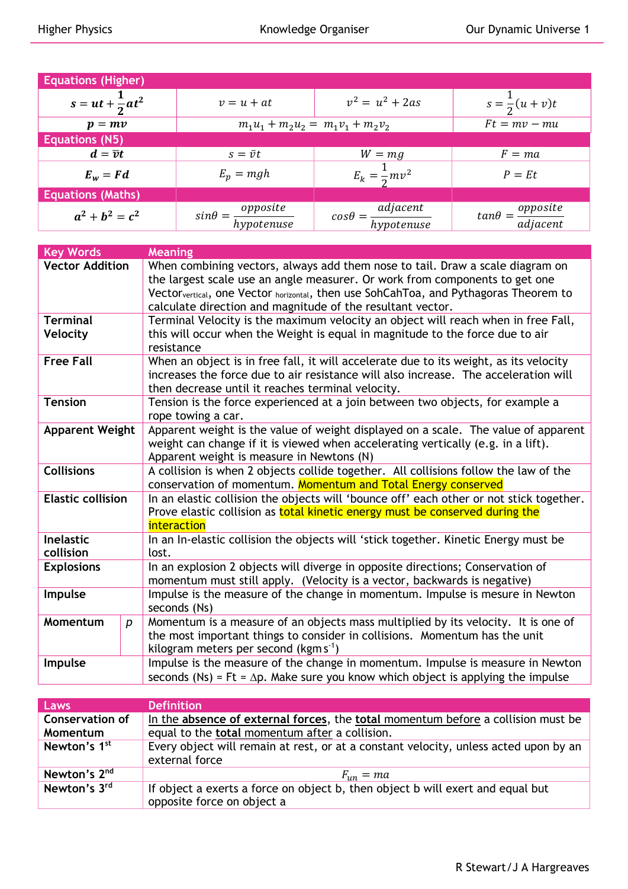| Equations (Higher) | | | |
|---|---|---|---|
| $s = ut + \frac{1}{2}at^2$ | $v = u + at$ | $v^2 = u^2 + 2as$ | $s = \frac{1}{2}(u+v)t$ |
| $p = mv$ | $m_1u_1 + m_2u_2 = m_1v_1 + m_2v_2$ | | $Ft = mv - mu$ |
| **Equations (N5)** | | | |
| $d = \bar{v}t$ | $s = \bar{v}t$ | $W = mg$ | $F = ma$ |
| $E_w = Fd$ | $E_p = mgh$ | $E_k = \frac{1}{2}mv^2$ | $P = Et$ |
| **Equations (Maths)** | | | |
| $a^2 + b^2 = c^2$ | $sin\theta = \frac{opposite}{hypotenuse}$ | $cos\theta = \frac{adjacent}{hypotenuse}$ | $tan\theta = \frac{opposite}{adjacent}$ |

| Key Words | Meaning |
|---|---|
| **Vector Addition** | When combining vectors, always add them nose to tail. Draw a scale diagram on the largest scale use an angle measurer. Or work from components to get one $\text{Vector}_{\text{vertical}}$, one $\text{Vector}_{\text{horizontal}}$, then use SohCahToa, and Pythagoras Theorem to calculate direction and magnitude of the resultant vector. |
| **Terminal Velocity** | Terminal Velocity is the maximum velocity an object will reach when in free Fall, this will occur when the Weight is equal in magnitude to the force due to air resistance |
| **Free Fall** | When an object is in free fall, it will accelerate due to its weight, as its velocity increases the force due to air resistance will also increase. The acceleration will then decrease until it reaches terminal velocity. |
| **Tension** | Tension is the force experienced at a join between two objects, for example a rope towing a car. |
| **Apparent Weight** | Apparent weight is the value of weight displayed on a scale. The value of apparent weight can change if it is viewed when accelerating vertically (e.g. in a lift). Apparent weight is measure in Newtons (N) |
| **Collisions** | A collision is when 2 objects collide together. All collisions follow the law of the conservation of momentum. Momentum and Total Energy conserved |
| **Elastic collision** | In an elastic collision the objects will 'bounce off' each other or not stick together. Prove elastic collision as total kinetic energy must be conserved during the interaction |
| **Inelastic collision** | In an In-elastic collision the objects will 'stick together. Kinetic Energy must be lost. |
| **Explosions** | In an explosion 2 objects will diverge in opposite directions; Conservation of momentum must still apply. (Velocity is a vector, backwards is negative) |
| **Impulse** | Impulse is the measure of the change in momentum. Impulse is mesure in Newton seconds (Ns) |
| **Momentum** *p* | Momentum is a measure of an objects mass multiplied by its velocity. It is one of the most important things to consider in collisions. Momentum has the unit kilogram meters per second ($kgm\,s^{-1}$) |
| **Impulse** | Impulse is the measure of the change in momentum. Impulse is measure in Newton seconds (Ns) = Ft = $\Delta$p. Make sure you know which object is applying the impulse |

| Laws | Definition |
|---|---|
| **Conservation of Momentum** | In the **absence of external forces**, the **total** momentum before a collision must be equal to the **total** momentum after a collision. |
| **Newton's 1st** | Every object will remain at rest, or at a constant velocity, unless acted upon by an external force |
| **Newton's 2nd** | $F_{un} = ma$ |
| **Newton's 3rd** | If object a exerts a force on object b, then object b will exert and equal but opposite force on object a |

R Stewart/J A Hargreaves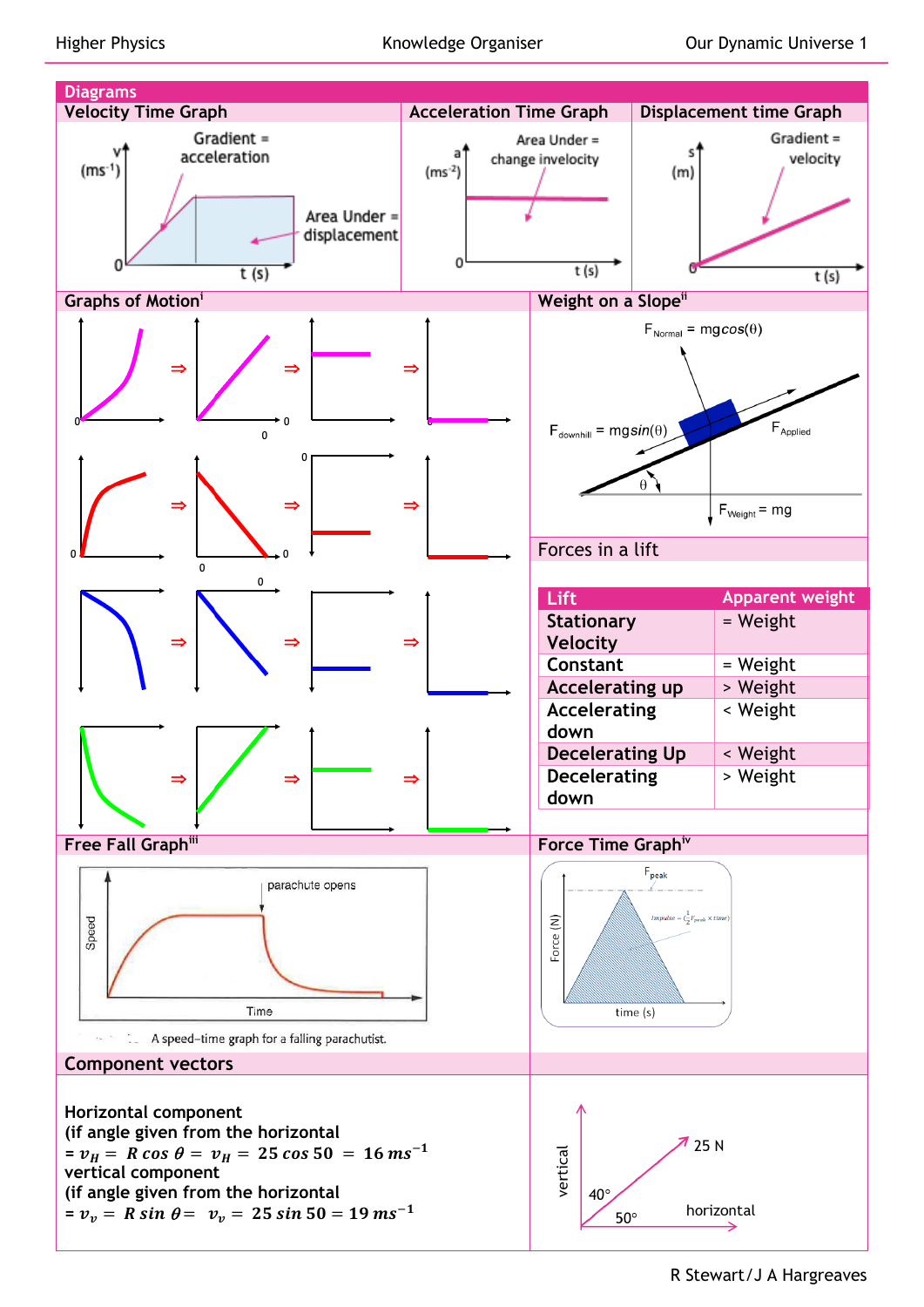## Diagrams

### Velocity Time Graph

v (ms$^{-1}$)

Gradient = acceleration

Area Under = displacement

t (s)

### Acceleration Time Graph

a (ms$^{-2}$)

Area Under = change invelocity

t (s)

### Displacement time Graph

s (m)

Gradient = velocity

t (s)

### Graphs of Motion[i]

### Weight on a Slope[ii]

$F_{Normal} = mg\cos(\theta)$

$F_{downhill} = mg\sin(\theta)$

$F_{Applied}$

$\theta$

$F_{Weight} = mg$

### Forces in a lift

| Lift | Apparent weight |
|---|---|
| Stationary Velocity | = Weight |
| Constant | = Weight |
| Accelerating up | > Weight |
| Accelerating down | < Weight |
| Decelerating Up | < Weight |
| Decelerating down | > Weight |

### Free Fall Graph[iii]

parachute opens

Speed

Time

A speed–time graph for a falling parachutist.

### Force Time Graph[iv]

$F_{peak}$

Impulse = $(\frac{1}{2} F_{peak} \times time)$

Force (N)

time (s)

### Component vectors

**Horizontal component**
**(if angle given from the horizontal**
$= v_H = R\cos\theta = v_H = 25\cos 50 = 16\ ms^{-1}$
**vertical component**
**(if angle given from the horizontal**
$= v_v = R\sin\theta = v_v = 25\sin 50 = 19\ ms^{-1}$

vertical

25 N

40°

50°

horizontal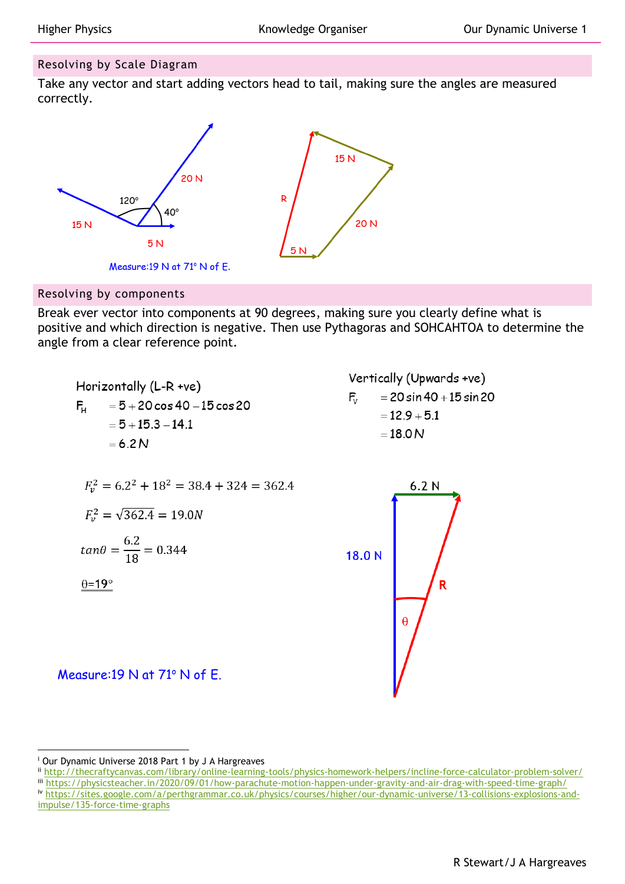## Resolving by Scale Diagram

Take any vector and start adding vectors head to tail, making sure the angles are measured correctly.

120°

40°

20 N

15 N

5 N

Measure:19 N at 71° N of E.

15 N

R

20 N

5 N

## Resolving by components

Break ever vector into components at 90 degrees, making sure you clearly define what is positive and which direction is negative. Then use Pythagoras and SOHCAHTOA to determine the angle from a clear reference point.

Horizontally (L-R +ve)

$$F_H = 5 + 20\cos 40 - 15\cos 20$$
$$= 5 + 15.3 - 14.1$$
$$= 6.2\,N$$

Vertically (Upwards +ve)

$$F_V = 20\sin 40 + 15\sin 20$$
$$= 12.9 + 5.1$$
$$= 18.0\,N$$

$$F_v^2 = 6.2^2 + 18^2 = 38.4 + 324 = 362.4$$

$$F_v^2 = \sqrt{362.4} = 19.0N$$

$$tan\theta = \frac{6.2}{18} = 0.344$$

$\theta$=19°

6.2 N

18.0 N

R

θ

Measure:19 N at 71° N of E.

---

i Our Dynamic Universe 2018 Part 1 by J A Hargreaves

ii http://thecraftycanvas.com/library/online-learning-tools/physics-homework-helpers/incline-force-calculator-problem-solver/

iii https://physicsteacher.in/2020/09/01/how-parachute-motion-happen-under-gravity-and-air-drag-with-speed-time-graph/

iv https://sites.google.com/a/perthgrammar.co.uk/physics/courses/higher/our-dynamic-universe/13-collisions-explosions-and-impulse/135-force-time-graphs

R Stewart/J A Hargreaves